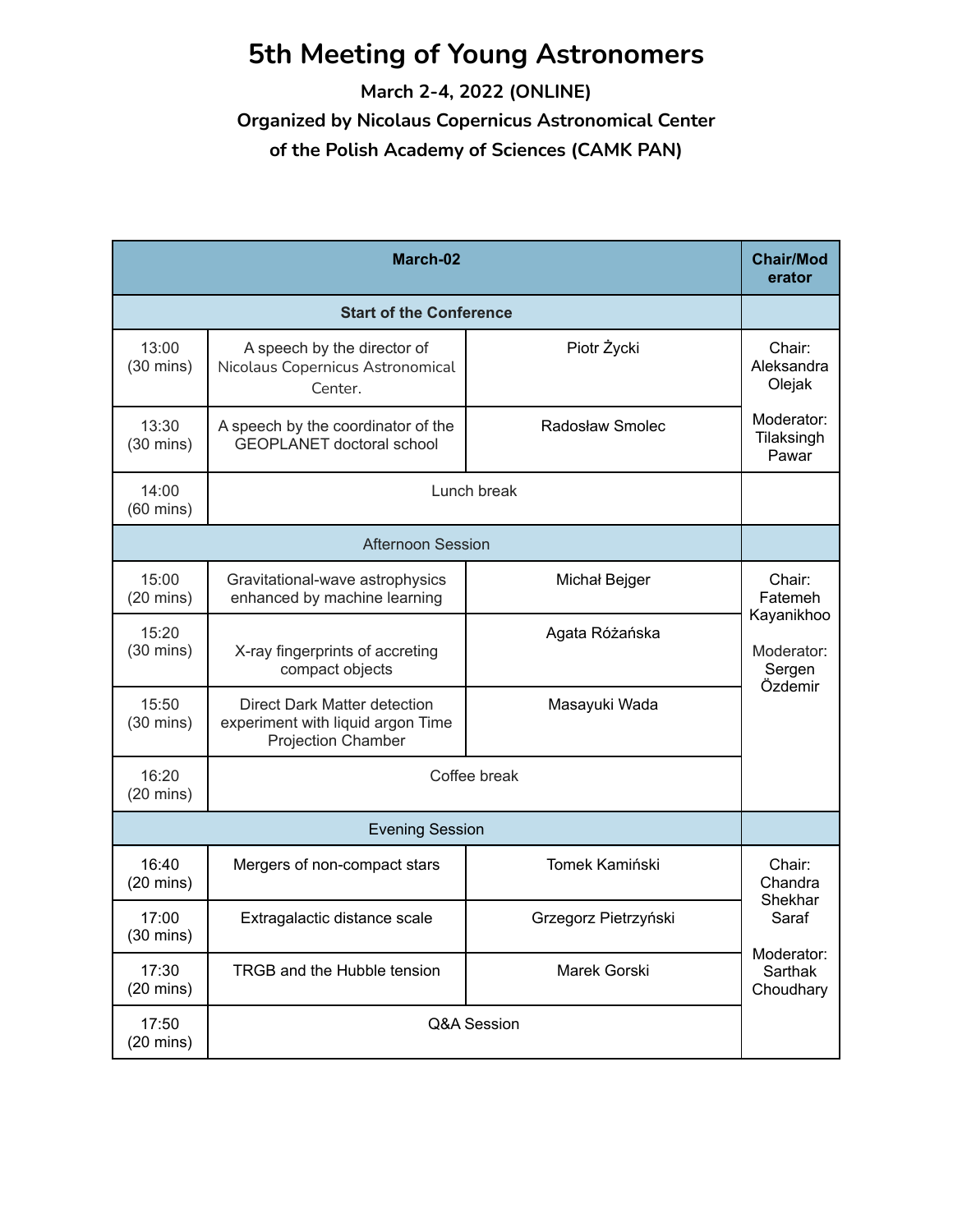# 5th Meeting of Young Astronomers

**March 2-4, 2022 (ONLINE)**

**Organized by Nicolaus Copernicus Astronomical Center of the Polish Academy of Sciences (CAMK PAN)**

| **March-02** | | | **Chair/Moderator** |
|---|---|---|---|
| **Start of the Conference** | | | |
| 13:00 (30 mins) | A speech by the director of Nicolaus Copernicus Astronomical Center. | Piotr Życki | Chair: Aleksandra Olejak<br><br>Moderator: Tilaksingh Pawar |
| 13:30 (30 mins) | A speech by the coordinator of the GEOPLANET doctoral school | Radosław Smolec | |
| 14:00 (60 mins) | Lunch break | | |
| Afternoon Session | | | |
| 15:00 (20 mins) | Gravitational-wave astrophysics enhanced by machine learning | Michał Bejger | Chair: Fatemeh Kayanikhoo<br><br>Moderator: Sergen Özdemir |
| 15:20 (30 mins) | X-ray fingerprints of accreting compact objects | Agata Różańska | |
| 15:50 (30 mins) | Direct Dark Matter detection experiment with liquid argon Time Projection Chamber | Masayuki Wada | |
| 16:20 (20 mins) | Coffee break | | |
| Evening Session | | | |
| 16:40 (20 mins) | Mergers of non-compact stars | Tomek Kamiński | Chair: Chandra Shekhar Saraf<br><br>Moderator: Sarthak Choudhary |
| 17:00 (30 mins) | Extragalactic distance scale | Grzegorz Pietrzyński | |
| 17:30 (20 mins) | TRGB and the Hubble tension | Marek Gorski | |
| 17:50 (20 mins) | Q&A Session | | |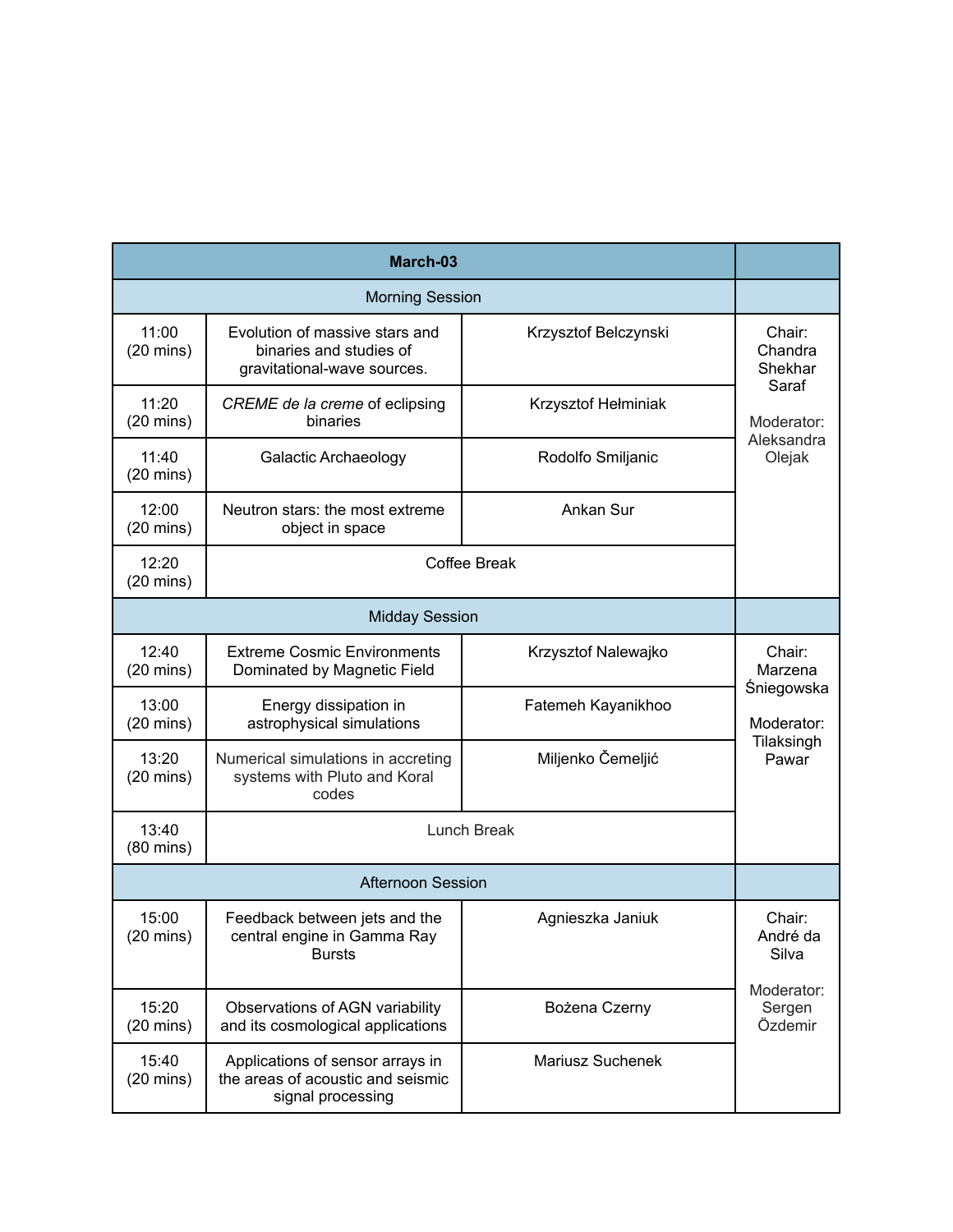| March-03 | | | |
|---|---|---|---|
| Morning Session | | | |
| 11:00 (20 mins) | Evolution of massive stars and binaries and studies of gravitational-wave sources. | Krzysztof Belczynski | Chair: Chandra Shekhar Saraf<br><br>Moderator: Aleksandra Olejak |
| 11:20 (20 mins) | *CREME de la creme* of eclipsing binaries | Krzysztof Hełminiak | |
| 11:40 (20 mins) | Galactic Archaeology | Rodolfo Smiljanic | |
| 12:00 (20 mins) | Neutron stars: the most extreme object in space | Ankan Sur | |
| 12:20 (20 mins) | Coffee Break | | |
| Midday Session | | | |
| 12:40 (20 mins) | Extreme Cosmic Environments Dominated by Magnetic Field | Krzysztof Nalewajko | Chair: Marzena Śniegowska<br><br>Moderator: Tilaksingh Pawar |
| 13:00 (20 mins) | Energy dissipation in astrophysical simulations | Fatemeh Kayanikhoo | |
| 13:20 (20 mins) | Numerical simulations in accreting systems with Pluto and Koral codes | Miljenko Čemeljić | |
| 13:40 (80 mins) | Lunch Break | | |
| Afternoon Session | | | |
| 15:00 (20 mins) | Feedback between jets and the central engine in Gamma Ray Bursts | Agnieszka Janiuk | Chair: André da Silva<br><br>Moderator: Sergen Özdemir |
| 15:20 (20 mins) | Observations of AGN variability and its cosmological applications | Bożena Czerny | |
| 15:40 (20 mins) | Applications of sensor arrays in the areas of acoustic and seismic signal processing | Mariusz Suchenek | |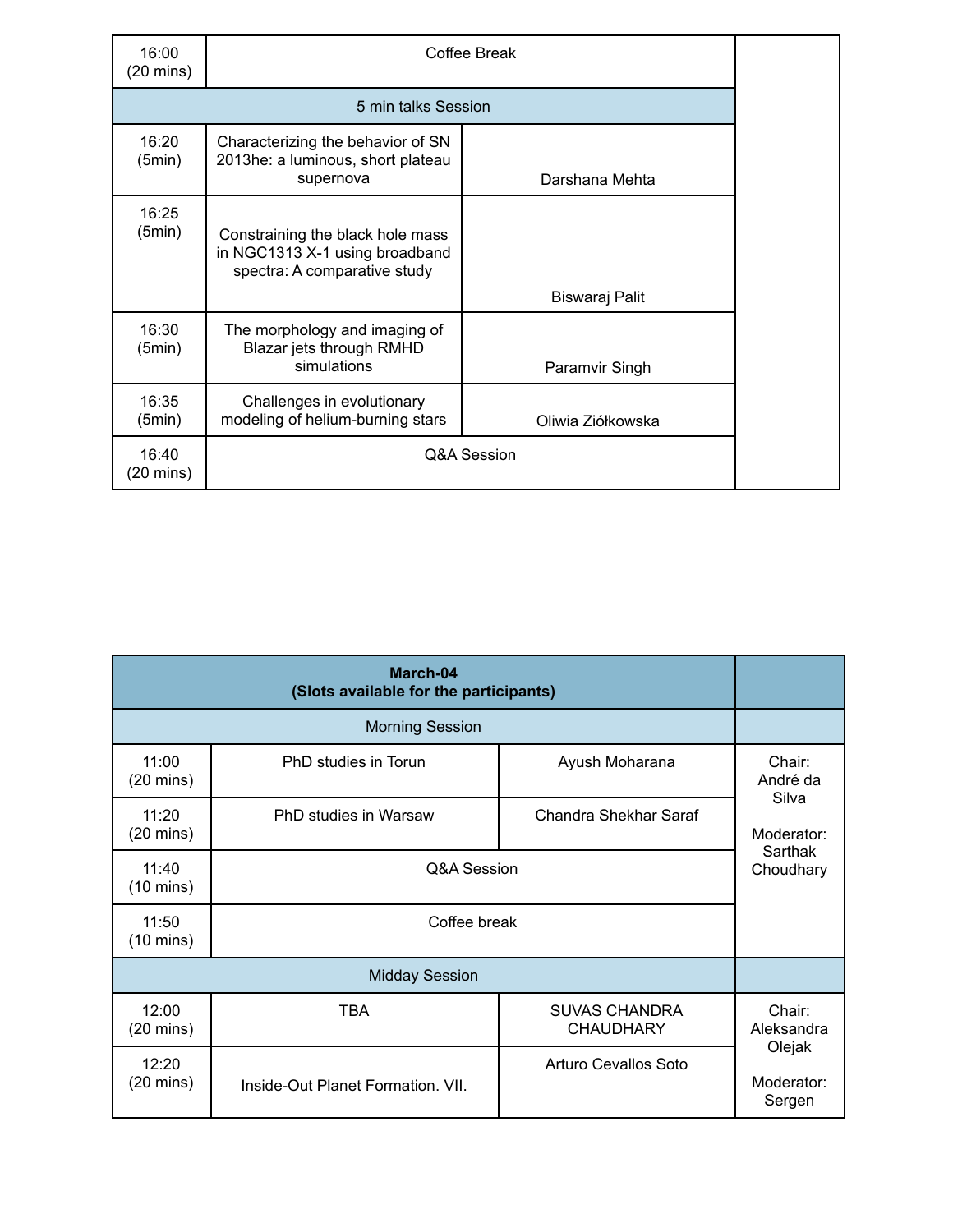| | | | |
|---|---|---|---|
| 16:00 (20 mins) | Coffee Break | | |
| 5 min talks Session | | | |
| 16:20 (5min) | Characterizing the behavior of SN 2013he: a luminous, short plateau supernova | Darshana Mehta | |
| 16:25 (5min) | Constraining the black hole mass in NGC1313 X-1 using broadband spectra: A comparative study | Biswaraj Palit | |
| 16:30 (5min) | The morphology and imaging of Blazar jets through RMHD simulations | Paramvir Singh | |
| 16:35 (5min) | Challenges in evolutionary modeling of helium-burning stars | Oliwia Ziółkowska | |
| 16:40 (20 mins) | Q&A Session | | |

| **March-04 (Slots available for the participants)** | | | |
|---|---|---|---|
| Morning Session | | | |
| 11:00 (20 mins) | PhD studies in Torun | Ayush Moharana | Chair: André da Silva<br><br>Moderator: Sarthak Choudhary |
| 11:20 (20 mins) | PhD studies in Warsaw | Chandra Shekhar Saraf | |
| 11:40 (10 mins) | Q&A Session | | |
| 11:50 (10 mins) | Coffee break | | |
| Midday Session | | | |
| 12:00 (20 mins) | TBA | SUVAS CHANDRA CHAUDHARY | Chair: Aleksandra Olejak<br><br>Moderator: Sergen |
| 12:20 (20 mins) | Inside-Out Planet Formation. VII. | Arturo Cevallos Soto | |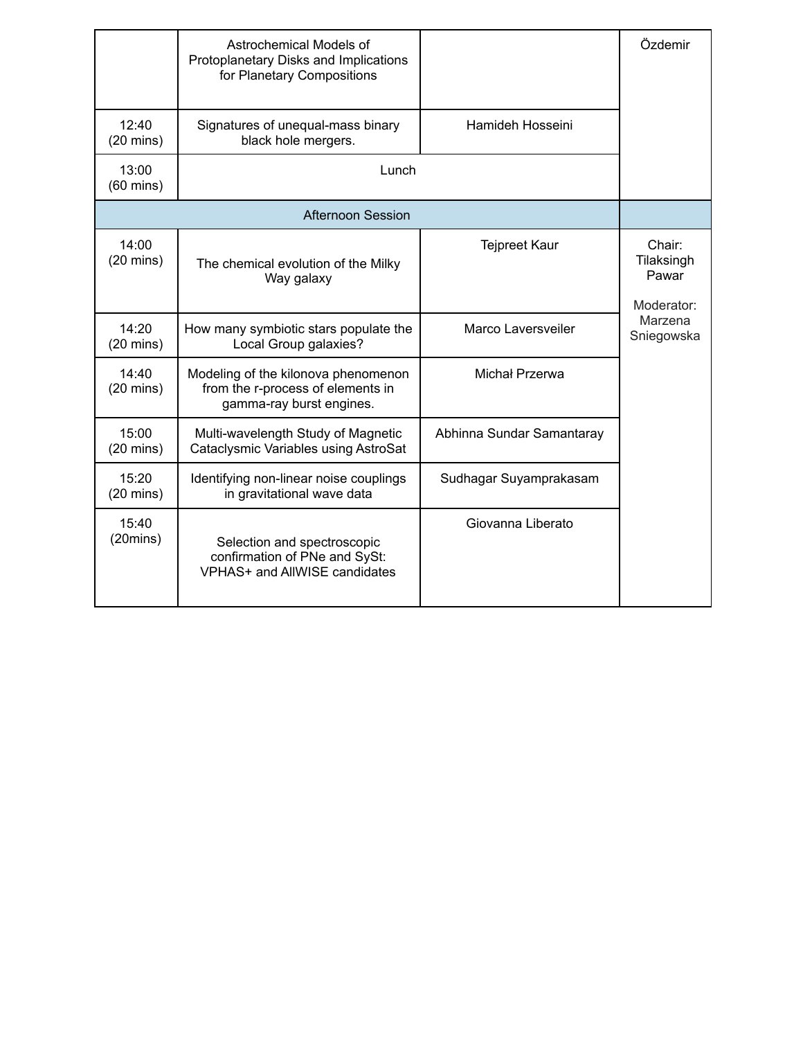| | | | |
|---|---|---|---|
| | Astrochemical Models of Protoplanetary Disks and Implications for Planetary Compositions | | Özdemir |
| 12:40 (20 mins) | Signatures of unequal-mass binary black hole mergers. | Hamideh Hosseini | |
| 13:00 (60 mins) | Lunch | | |
| Afternoon Session | | | |
| 14:00 (20 mins) | The chemical evolution of the Milky Way galaxy | Tejpreet Kaur | Chair: Tilaksingh Pawar<br><br>Moderator: Marzena Sniegowska |
| 14:20 (20 mins) | How many symbiotic stars populate the Local Group galaxies? | Marco Laversveiler | |
| 14:40 (20 mins) | Modeling of the kilonova phenomenon from the r-process of elements in gamma-ray burst engines. | Michał Przerwa | |
| 15:00 (20 mins) | Multi-wavelength Study of Magnetic Cataclysmic Variables using AstroSat | Abhinna Sundar Samantaray | |
| 15:20 (20 mins) | Identifying non-linear noise couplings in gravitational wave data | Sudhagar Suyamprakasam | |
| 15:40 (20mins) | Selection and spectroscopic confirmation of PNe and SySt: VPHAS+ and AllWISE candidates | Giovanna Liberato | |